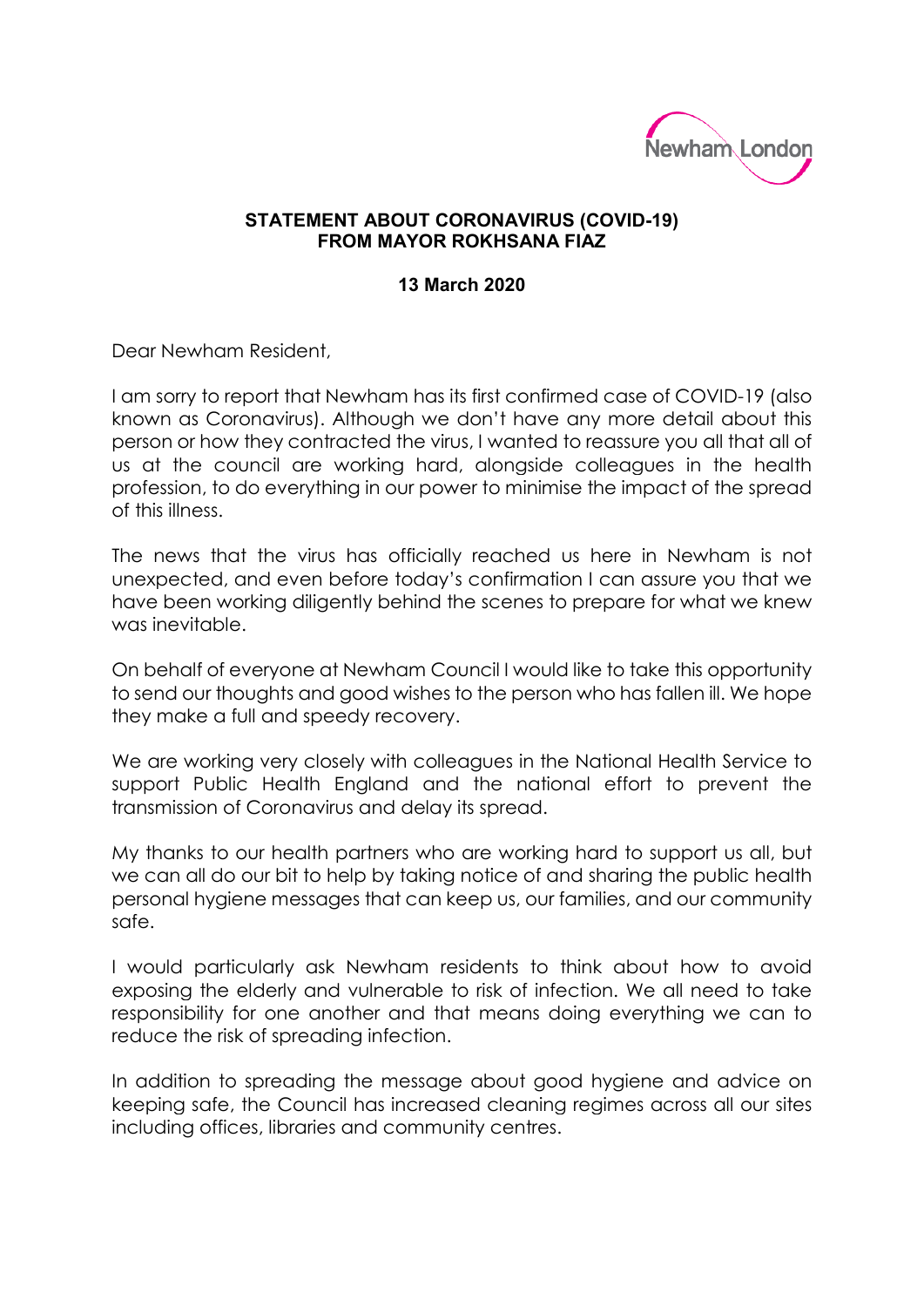Newham London

# STATEMENT ABOUT CORONAVIRUS (COVID-19) FROM MAYOR ROKHSANA FIAZ

**13 March 2020**

Dear Newham Resident,

I am sorry to report that Newham has its first confirmed case of COVID-19 (also known as Coronavirus). Although we don't have any more detail about this person or how they contracted the virus, I wanted to reassure you all that all of us at the council are working hard, alongside colleagues in the health profession, to do everything in our power to minimise the impact of the spread of this illness.

The news that the virus has officially reached us here in Newham is not unexpected, and even before today's confirmation I can assure you that we have been working diligently behind the scenes to prepare for what we knew was inevitable.

On behalf of everyone at Newham Council I would like to take this opportunity to send our thoughts and good wishes to the person who has fallen ill. We hope they make a full and speedy recovery.

We are working very closely with colleagues in the National Health Service to support Public Health England and the national effort to prevent the transmission of Coronavirus and delay its spread.

My thanks to our health partners who are working hard to support us all, but we can all do our bit to help by taking notice of and sharing the public health personal hygiene messages that can keep us, our families, and our community safe.

I would particularly ask Newham residents to think about how to avoid exposing the elderly and vulnerable to risk of infection. We all need to take responsibility for one another and that means doing everything we can to reduce the risk of spreading infection.

In addition to spreading the message about good hygiene and advice on keeping safe, the Council has increased cleaning regimes across all our sites including offices, libraries and community centres.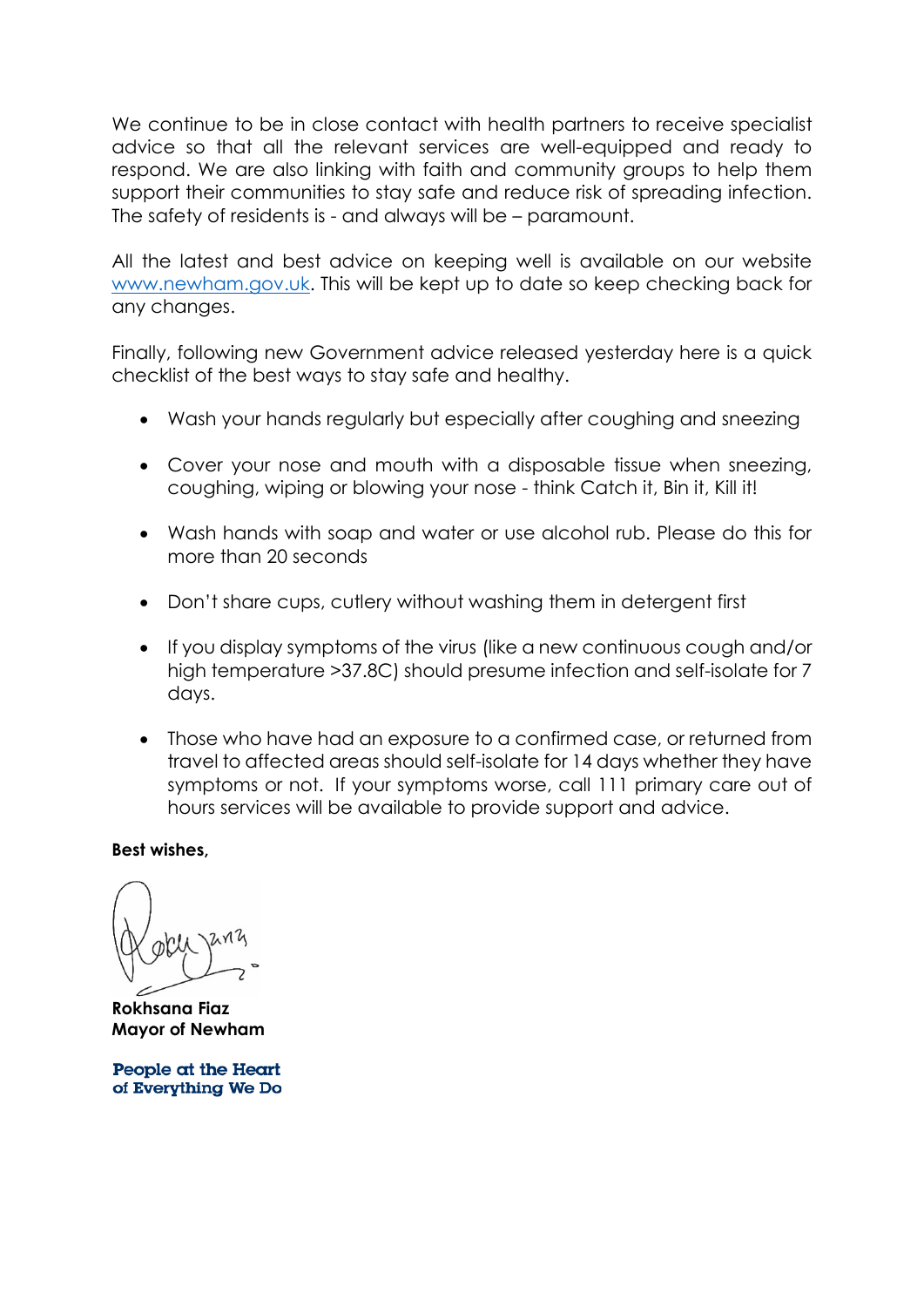We continue to be in close contact with health partners to receive specialist advice so that all the relevant services are well-equipped and ready to respond. We are also linking with faith and community groups to help them support their communities to stay safe and reduce risk of spreading infection. The safety of residents is - and always will be – paramount.

All the latest and best advice on keeping well is available on our website [www.newham.gov.uk](http://www.newham.gov.uk). This will be kept up to date so keep checking back for any changes.

Finally, following new Government advice released yesterday here is a quick checklist of the best ways to stay safe and healthy.

- Wash your hands regularly but especially after coughing and sneezing
- Cover your nose and mouth with a disposable tissue when sneezing, coughing, wiping or blowing your nose - think Catch it, Bin it, Kill it!
- Wash hands with soap and water or use alcohol rub. Please do this for more than 20 seconds
- Don't share cups, cutlery without washing them in detergent first
- If you display symptoms of the virus (like a new continuous cough and/or high temperature >37.8C) should presume infection and self-isolate for 7 days.
- Those who have had an exposure to a confirmed case, or returned from travel to affected areas should self-isolate for 14 days whether they have symptoms or not. If your symptoms worse, call 111 primary care out of hours services will be available to provide support and advice.

**Best wishes,**

**Rokhsana Fiaz**
**Mayor of Newham**

**People at the Heart of Everything We Do**